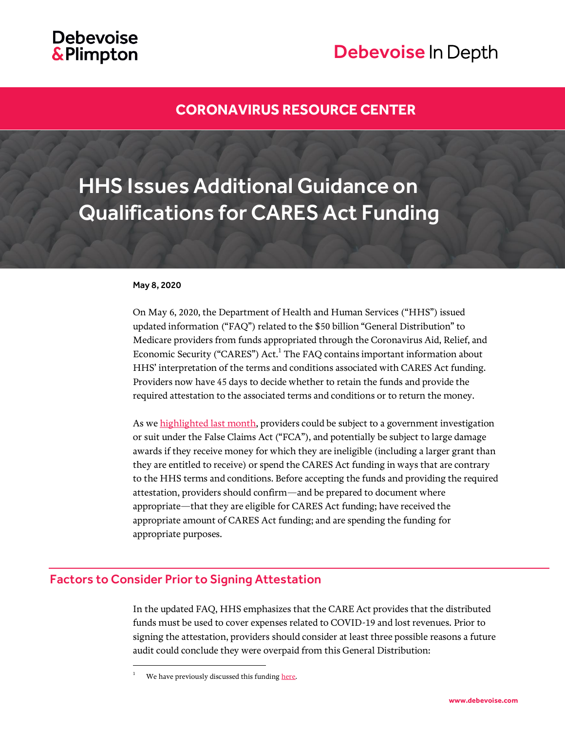Debevoise & Plimpton

Debevoise In Depth

CORONAVIRUS RESOURCE CENTER

# HHS Issues Additional Guidance on Qualifications for CARES Act Funding

**May 8, 2020**

On May 6, 2020, the Department of Health and Human Services ("HHS") issued updated information ("FAQ") related to the $50 billion "General Distribution" to Medicare providers from funds appropriated through the Coronavirus Aid, Relief, and Economic Security ("CARES") Act.[1] The FAQ contains important information about HHS' interpretation of the terms and conditions associated with CARES Act funding. Providers now have 45 days to decide whether to retain the funds and provide the required attestation to the associated terms and conditions or to return the money.

As we highlighted last month, providers could be subject to a government investigation or suit under the False Claims Act ("FCA"), and potentially be subject to large damage awards if they receive money for which they are ineligible (including a larger grant than they are entitled to receive) or spend the CARES Act funding in ways that are contrary to the HHS terms and conditions. Before accepting the funds and providing the required attestation, providers should confirm—and be prepared to document where appropriate—that they are eligible for CARES Act funding; have received the appropriate amount of CARES Act funding; and are spending the funding for appropriate purposes.

## Factors to Consider Prior to Signing Attestation

In the updated FAQ, HHS emphasizes that the CARE Act provides that the distributed funds must be used to cover expenses related to COVID-19 and lost revenues. Prior to signing the attestation, providers should consider at least three possible reasons a future audit could conclude they were overpaid from this General Distribution:

[1] We have previously discussed this funding here.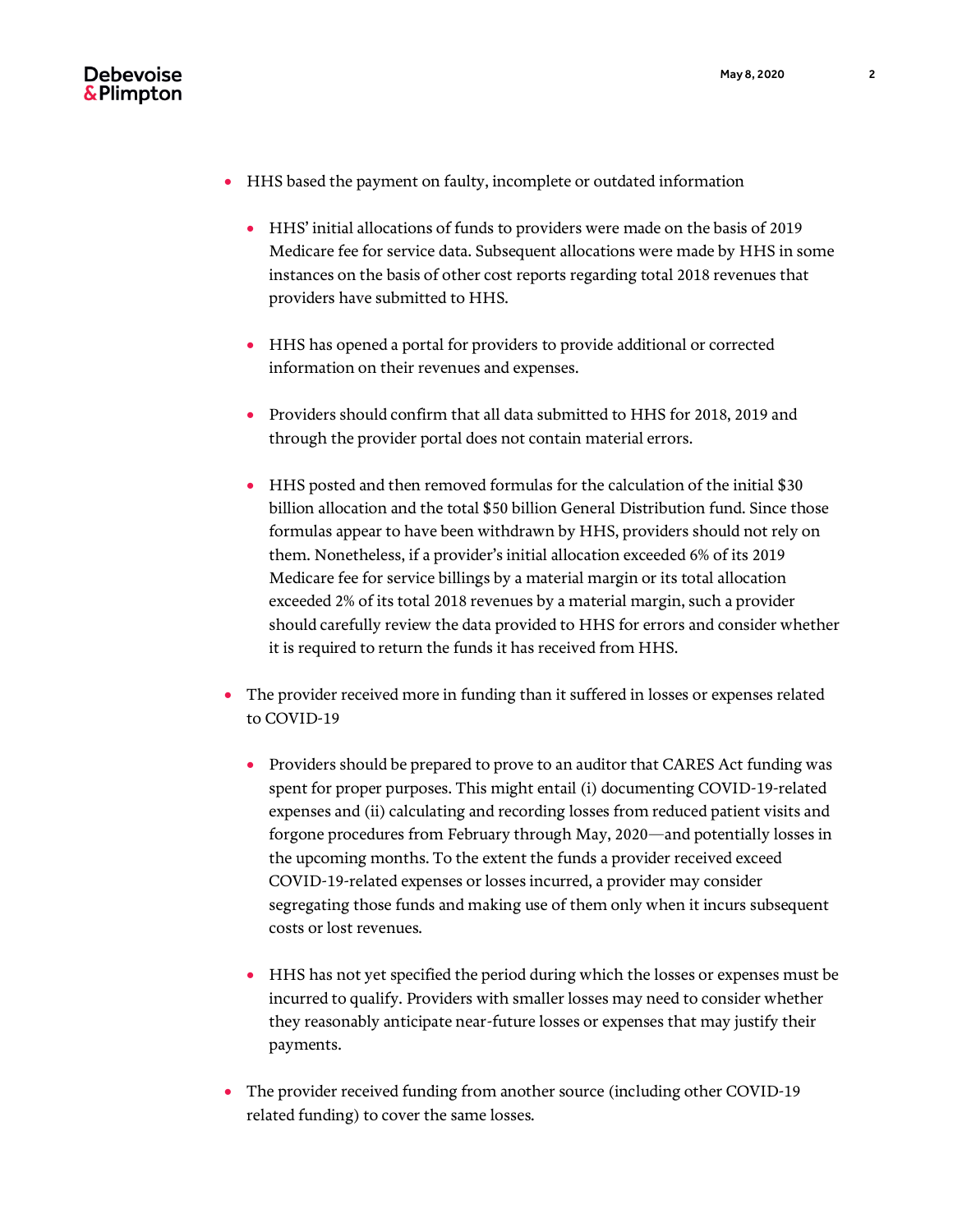- HHS based the payment on faulty, incomplete or outdated information

  - HHS' initial allocations of funds to providers were made on the basis of 2019 Medicare fee for service data. Subsequent allocations were made by HHS in some instances on the basis of other cost reports regarding total 2018 revenues that providers have submitted to HHS.

  - HHS has opened a portal for providers to provide additional or corrected information on their revenues and expenses.

  - Providers should confirm that all data submitted to HHS for 2018, 2019 and through the provider portal does not contain material errors.

  - HHS posted and then removed formulas for the calculation of the initial $30 billion allocation and the total $50 billion General Distribution fund. Since those formulas appear to have been withdrawn by HHS, providers should not rely on them. Nonetheless, if a provider's initial allocation exceeded 6% of its 2019 Medicare fee for service billings by a material margin or its total allocation exceeded 2% of its total 2018 revenues by a material margin, such a provider should carefully review the data provided to HHS for errors and consider whether it is required to return the funds it has received from HHS.

- The provider received more in funding than it suffered in losses or expenses related to COVID-19

  - Providers should be prepared to prove to an auditor that CARES Act funding was spent for proper purposes. This might entail (i) documenting COVID-19-related expenses and (ii) calculating and recording losses from reduced patient visits and forgone procedures from February through May, 2020—and potentially losses in the upcoming months. To the extent the funds a provider received exceed COVID-19-related expenses or losses incurred, a provider may consider segregating those funds and making use of them only when it incurs subsequent costs or lost revenues.

  - HHS has not yet specified the period during which the losses or expenses must be incurred to qualify. Providers with smaller losses may need to consider whether they reasonably anticipate near-future losses or expenses that may justify their payments.

- The provider received funding from another source (including other COVID-19 related funding) to cover the same losses.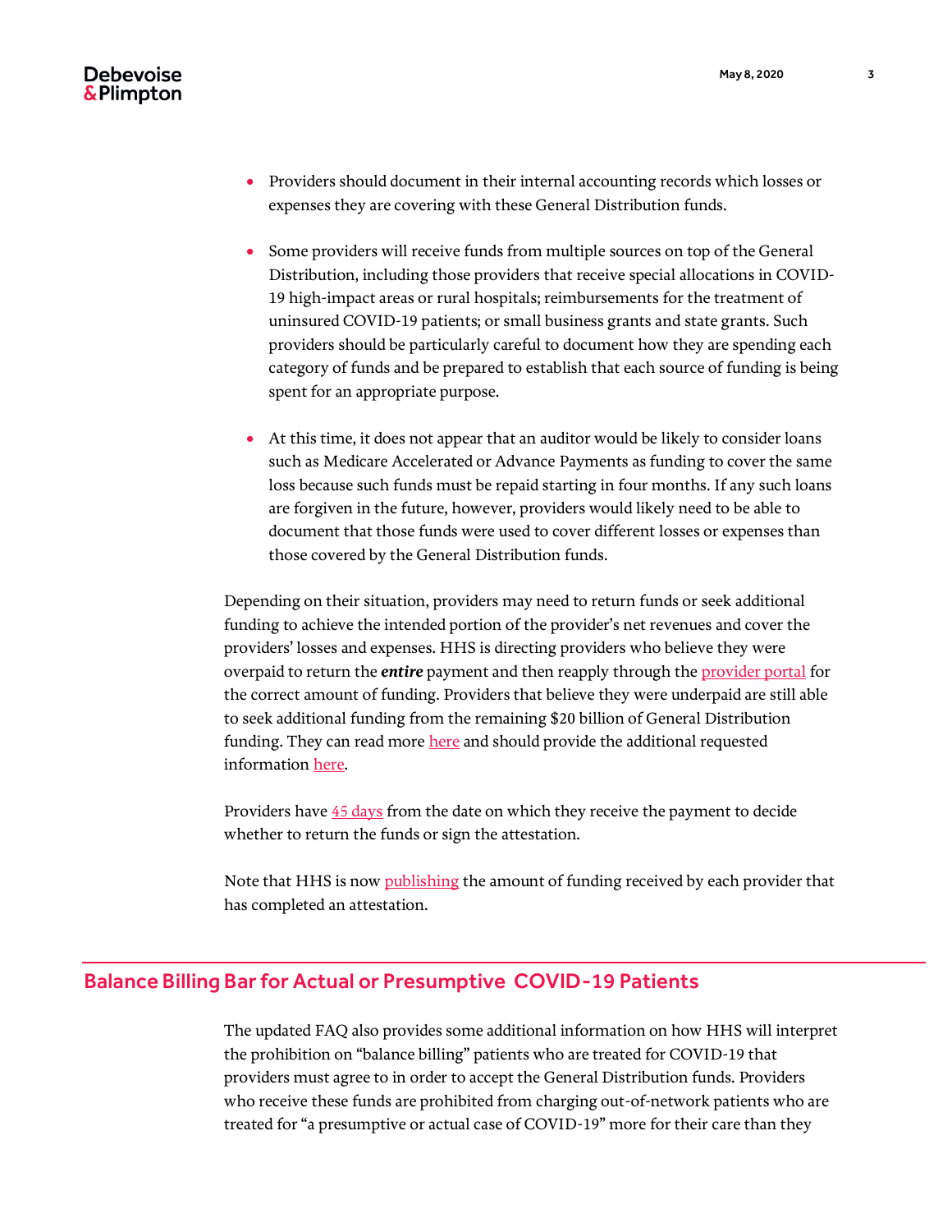- Providers should document in their internal accounting records which losses or expenses they are covering with these General Distribution funds.
- Some providers will receive funds from multiple sources on top of the General Distribution, including those providers that receive special allocations in COVID-19 high-impact areas or rural hospitals; reimbursements for the treatment of uninsured COVID-19 patients; or small business grants and state grants. Such providers should be particularly careful to document how they are spending each category of funds and be prepared to establish that each source of funding is being spent for an appropriate purpose.
- At this time, it does not appear that an auditor would be likely to consider loans such as Medicare Accelerated or Advance Payments as funding to cover the same loss because such funds must be repaid starting in four months. If any such loans are forgiven in the future, however, providers would likely need to be able to document that those funds were used to cover different losses or expenses than those covered by the General Distribution funds.

Depending on their situation, providers may need to return funds or seek additional funding to achieve the intended portion of the provider's net revenues and cover the providers' losses and expenses. HHS is directing providers who believe they were overpaid to return the ***entire*** payment and then reapply through the provider portal for the correct amount of funding. Providers that believe they were underpaid are still able to seek additional funding from the remaining $20 billion of General Distribution funding. They can read more here and should provide the additional requested information here.

Providers have 45 days from the date on which they receive the payment to decide whether to return the funds or sign the attestation.

Note that HHS is now publishing the amount of funding received by each provider that has completed an attestation.

## Balance Billing Bar for Actual or Presumptive COVID-19 Patients

The updated FAQ also provides some additional information on how HHS will interpret the prohibition on "balance billing" patients who are treated for COVID-19 that providers must agree to in order to accept the General Distribution funds. Providers who receive these funds are prohibited from charging out-of-network patients who are treated for "a presumptive or actual case of COVID-19" more for their care than they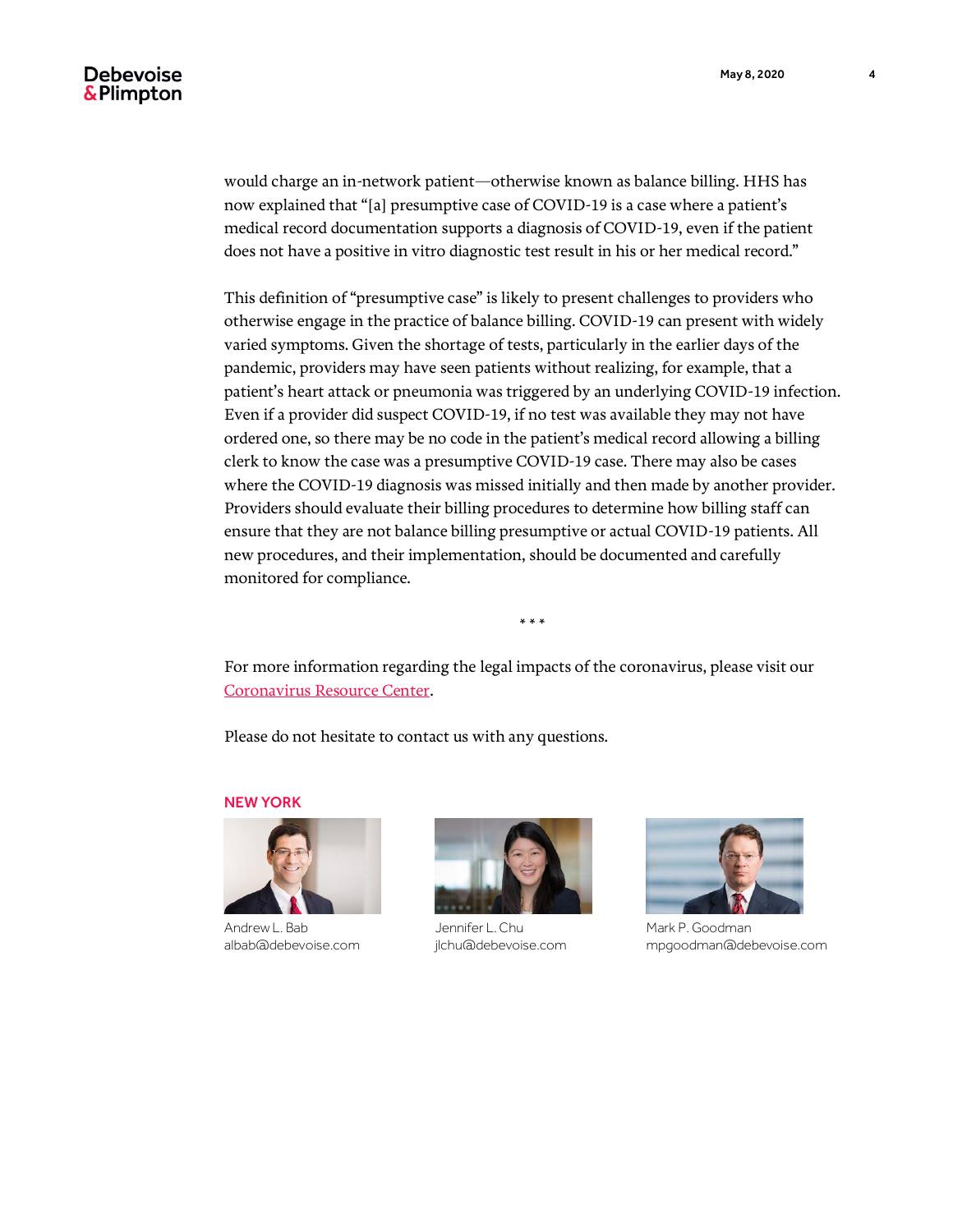would charge an in-network patient—otherwise known as balance billing. HHS has now explained that "[a] presumptive case of COVID-19 is a case where a patient's medical record documentation supports a diagnosis of COVID-19, even if the patient does not have a positive in vitro diagnostic test result in his or her medical record."

This definition of "presumptive case" is likely to present challenges to providers who otherwise engage in the practice of balance billing. COVID-19 can present with widely varied symptoms. Given the shortage of tests, particularly in the earlier days of the pandemic, providers may have seen patients without realizing, for example, that a patient's heart attack or pneumonia was triggered by an underlying COVID-19 infection. Even if a provider did suspect COVID-19, if no test was available they may not have ordered one, so there may be no code in the patient's medical record allowing a billing clerk to know the case was a presumptive COVID-19 case. There may also be cases where the COVID-19 diagnosis was missed initially and then made by another provider. Providers should evaluate their billing procedures to determine how billing staff can ensure that they are not balance billing presumptive or actual COVID-19 patients. All new procedures, and their implementation, should be documented and carefully monitored for compliance.

\* \* \*

For more information regarding the legal impacts of the coronavirus, please visit our Coronavirus Resource Center.

Please do not hesitate to contact us with any questions.

**NEW YORK**

Andrew L. Bab
albab@debevoise.com

Jennifer L. Chu
jlchu@debevoise.com

Mark P. Goodman
mpgoodman@debevoise.com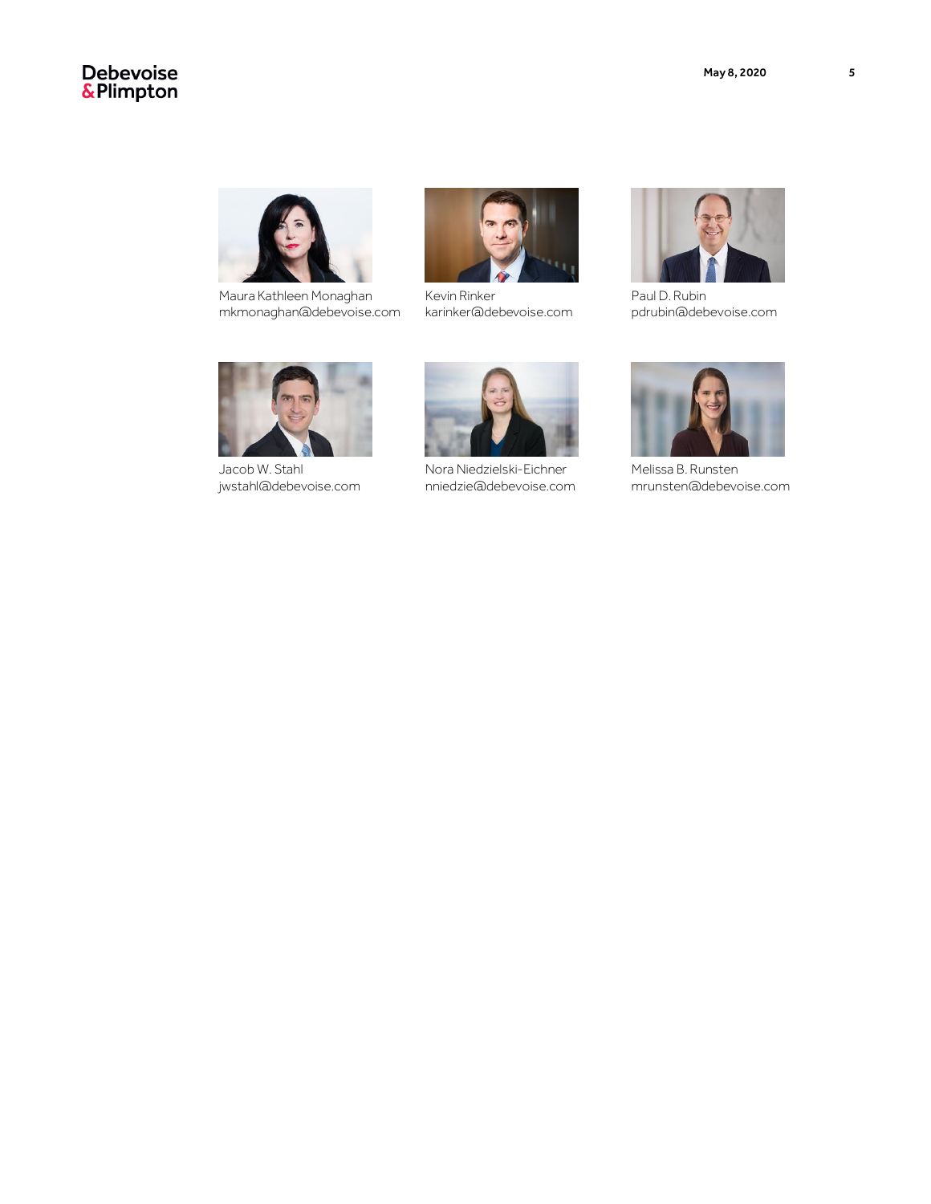Maura Kathleen Monaghan
mkmonaghan@debevoise.com

Kevin Rinker
karinker@debevoise.com

Paul D. Rubin
pdrubin@debevoise.com

Jacob W. Stahl
jwstahl@debevoise.com

Nora Niedzielski-Eichner
nniedzie@debevoise.com

Melissa B. Runsten
mrunsten@debevoise.com